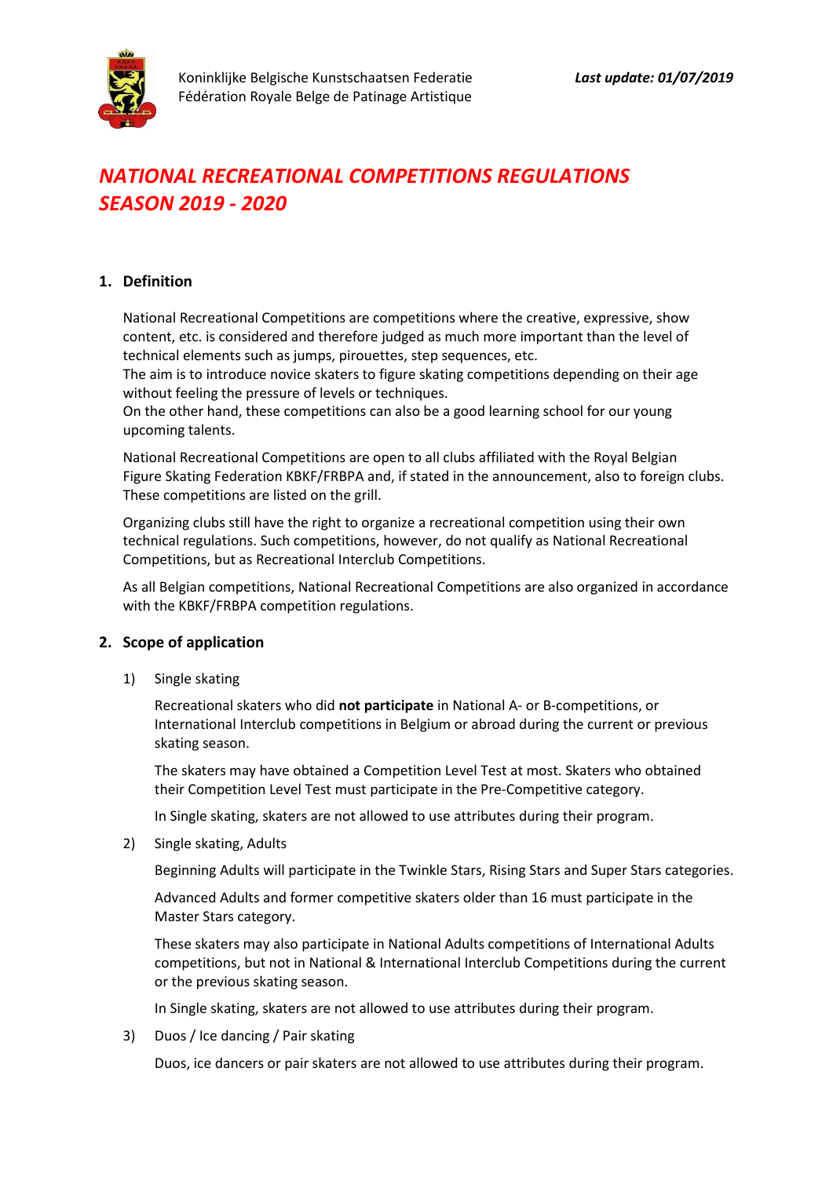Koninklijke Belgische Kunstschaatsen Federatie
Fédération Royale Belge de Patinage Artistique

***Last update: 01/07/2019***

# *NATIONAL RECREATIONAL COMPETITIONS REGULATIONS SEASON 2019 - 2020*

## 1. Definition

National Recreational Competitions are competitions where the creative, expressive, show content, etc. is considered and therefore judged as much more important than the level of technical elements such as jumps, pirouettes, step sequences, etc.
The aim is to introduce novice skaters to figure skating competitions depending on their age without feeling the pressure of levels or techniques.
On the other hand, these competitions can also be a good learning school for our young upcoming talents.

National Recreational Competitions are open to all clubs affiliated with the Royal Belgian Figure Skating Federation KBKF/FRBPA and, if stated in the announcement, also to foreign clubs. These competitions are listed on the grill.

Organizing clubs still have the right to organize a recreational competition using their own technical regulations. Such competitions, however, do not qualify as National Recreational Competitions, but as Recreational Interclub Competitions.

As all Belgian competitions, National Recreational Competitions are also organized in accordance with the KBKF/FRBPA competition regulations.

## 2. Scope of application

1) Single skating

   Recreational skaters who did **not participate** in National A- or B-competitions, or International Interclub competitions in Belgium or abroad during the current or previous skating season.

   The skaters may have obtained a Competition Level Test at most. Skaters who obtained their Competition Level Test must participate in the Pre-Competitive category.

   In Single skating, skaters are not allowed to use attributes during their program.

2) Single skating, Adults

   Beginning Adults will participate in the Twinkle Stars, Rising Stars and Super Stars categories.

   Advanced Adults and former competitive skaters older than 16 must participate in the Master Stars category.

   These skaters may also participate in National Adults competitions of International Adults competitions, but not in National & International Interclub Competitions during the current or the previous skating season.

   In Single skating, skaters are not allowed to use attributes during their program.

3) Duos / Ice dancing / Pair skating

   Duos, ice dancers or pair skaters are not allowed to use attributes during their program.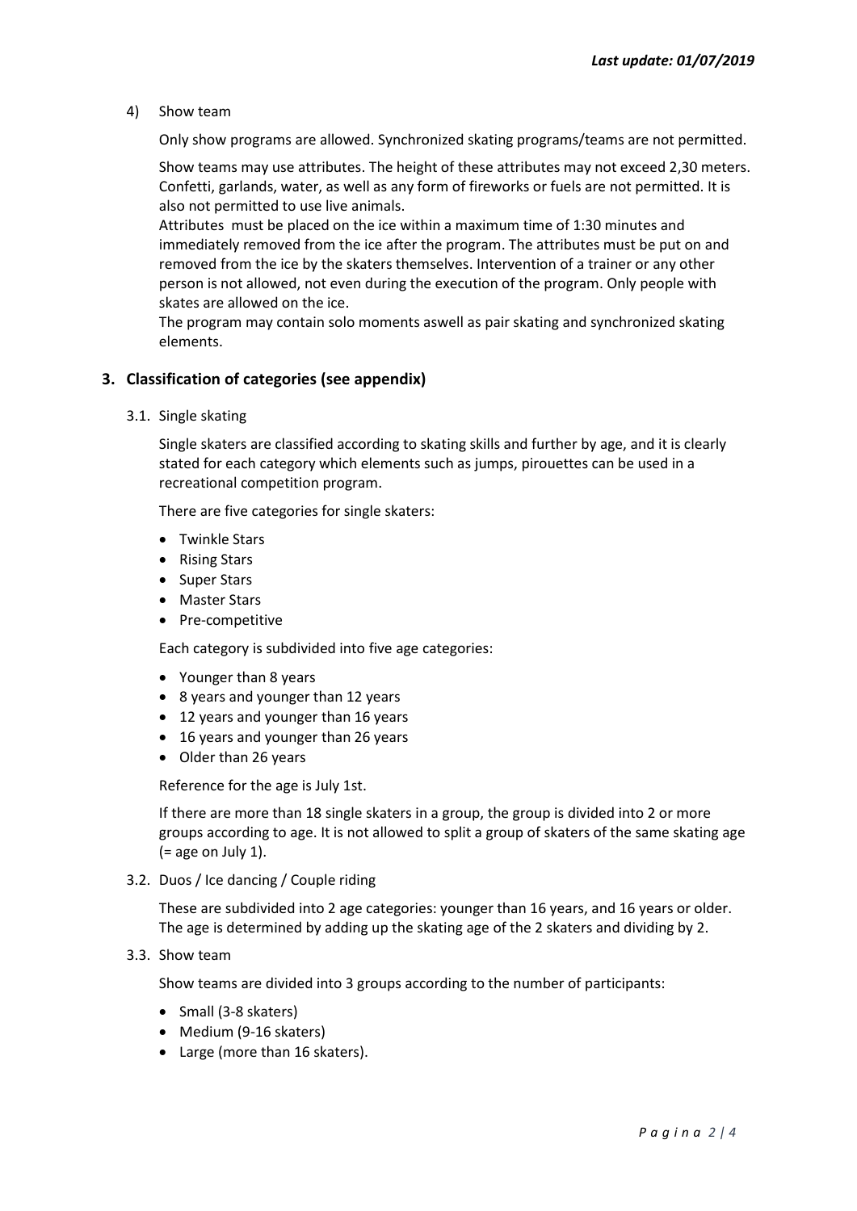4) Show team

Only show programs are allowed. Synchronized skating programs/teams are not permitted.

Show teams may use attributes. The height of these attributes may not exceed 2,30 meters. Confetti, garlands, water, as well as any form of fireworks or fuels are not permitted. It is also not permitted to use live animals.
Attributes must be placed on the ice within a maximum time of 1:30 minutes and immediately removed from the ice after the program. The attributes must be put on and removed from the ice by the skaters themselves. Intervention of a trainer or any other person is not allowed, not even during the execution of the program. Only people with skates are allowed on the ice.
The program may contain solo moments aswell as pair skating and synchronized skating elements.

## 3. Classification of categories (see appendix)

3.1. Single skating

Single skaters are classified according to skating skills and further by age, and it is clearly stated for each category which elements such as jumps, pirouettes can be used in a recreational competition program.

There are five categories for single skaters:

- Twinkle Stars
- Rising Stars
- Super Stars
- Master Stars
- Pre-competitive

Each category is subdivided into five age categories:

- Younger than 8 years
- 8 years and younger than 12 years
- 12 years and younger than 16 years
- 16 years and younger than 26 years
- Older than 26 years

Reference for the age is July 1st.

If there are more than 18 single skaters in a group, the group is divided into 2 or more groups according to age. It is not allowed to split a group of skaters of the same skating age (= age on July 1).

3.2. Duos / Ice dancing / Couple riding

These are subdivided into 2 age categories: younger than 16 years, and 16 years or older. The age is determined by adding up the skating age of the 2 skaters and dividing by 2.

3.3. Show team

Show teams are divided into 3 groups according to the number of participants:

- Small (3-8 skaters)
- Medium (9-16 skaters)
- Large (more than 16 skaters).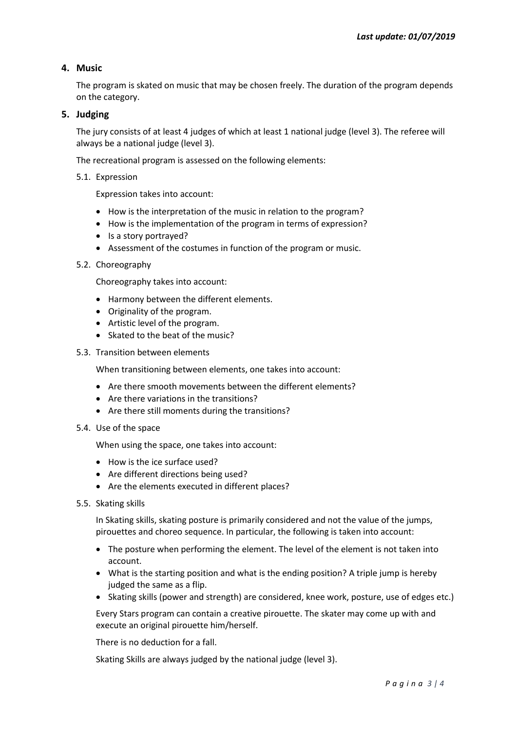## 4. Music

The program is skated on music that may be chosen freely. The duration of the program depends on the category.

## 5. Judging

The jury consists of at least 4 judges of which at least 1 national judge (level 3). The referee will always be a national judge (level 3).

The recreational program is assessed on the following elements:

### 5.1. Expression

Expression takes into account:

- How is the interpretation of the music in relation to the program?
- How is the implementation of the program in terms of expression?
- Is a story portrayed?
- Assessment of the costumes in function of the program or music.

### 5.2. Choreography

Choreography takes into account:

- Harmony between the different elements.
- Originality of the program.
- Artistic level of the program.
- Skated to the beat of the music?

### 5.3. Transition between elements

When transitioning between elements, one takes into account:

- Are there smooth movements between the different elements?
- Are there variations in the transitions?
- Are there still moments during the transitions?

### 5.4. Use of the space

When using the space, one takes into account:

- How is the ice surface used?
- Are different directions being used?
- Are the elements executed in different places?

### 5.5. Skating skills

In Skating skills, skating posture is primarily considered and not the value of the jumps, pirouettes and choreo sequence. In particular, the following is taken into account:

- The posture when performing the element. The level of the element is not taken into account.
- What is the starting position and what is the ending position? A triple jump is hereby judged the same as a flip.
- Skating skills (power and strength) are considered, knee work, posture, use of edges etc.)

Every Stars program can contain a creative pirouette. The skater may come up with and execute an original pirouette him/herself.

There is no deduction for a fall.

Skating Skills are always judged by the national judge (level 3).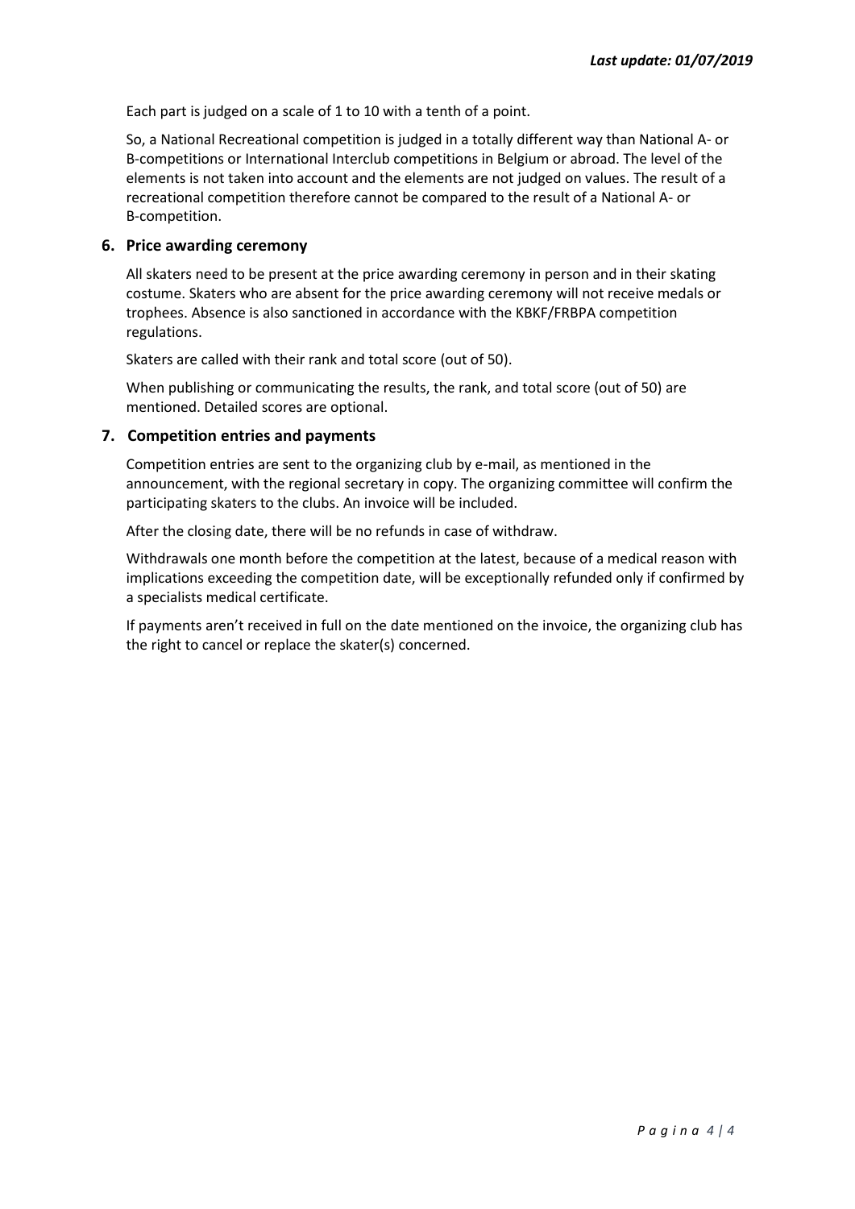Each part is judged on a scale of 1 to 10 with a tenth of a point.

So, a National Recreational competition is judged in a totally different way than National A- or B-competitions or International Interclub competitions in Belgium or abroad. The level of the elements is not taken into account and the elements are not judged on values. The result of a recreational competition therefore cannot be compared to the result of a National A- or B-competition.

## 6. Price awarding ceremony

All skaters need to be present at the price awarding ceremony in person and in their skating costume. Skaters who are absent for the price awarding ceremony will not receive medals or trophees. Absence is also sanctioned in accordance with the KBKF/FRBPA competition regulations.

Skaters are called with their rank and total score (out of 50).

When publishing or communicating the results, the rank, and total score (out of 50) are mentioned. Detailed scores are optional.

## 7. Competition entries and payments

Competition entries are sent to the organizing club by e-mail, as mentioned in the announcement, with the regional secretary in copy. The organizing committee will confirm the participating skaters to the clubs. An invoice will be included.

After the closing date, there will be no refunds in case of withdraw.

Withdrawals one month before the competition at the latest, because of a medical reason with implications exceeding the competition date, will be exceptionally refunded only if confirmed by a specialists medical certificate.

If payments aren't received in full on the date mentioned on the invoice, the organizing club has the right to cancel or replace the skater(s) concerned.